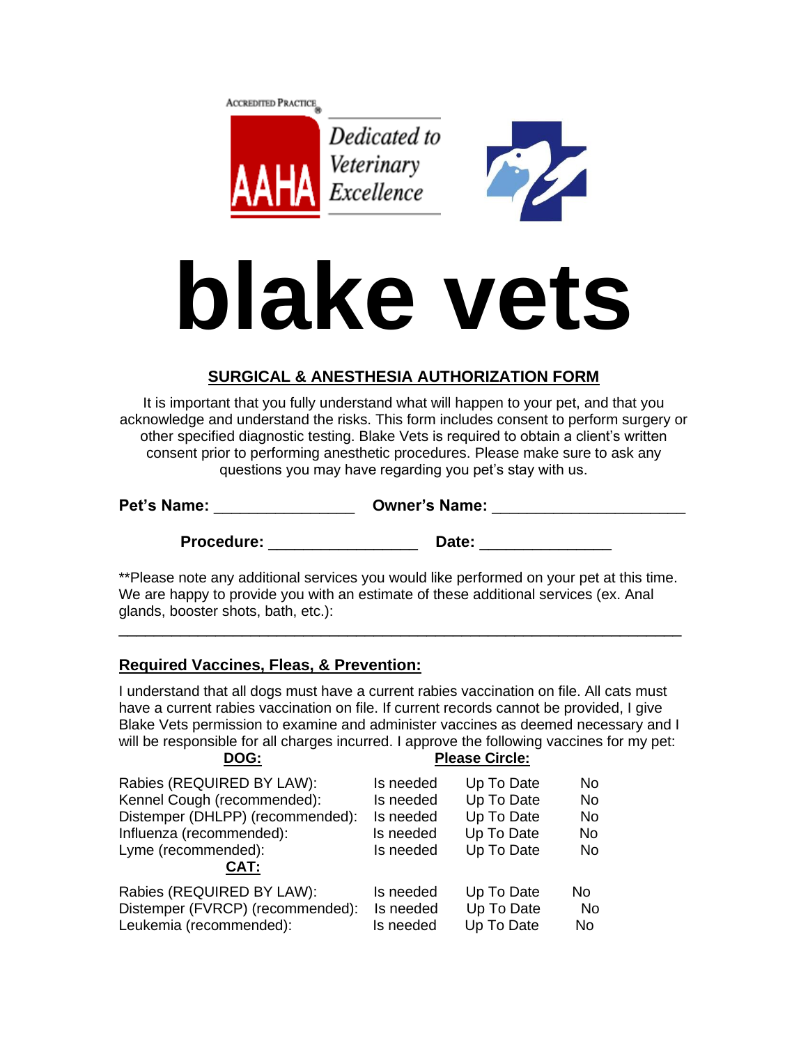ACCREDITED PRACTICE

AAHA Dedicated to Veterinary Excellence

# blake vets

## SURGICAL & ANESTHESIA AUTHORIZATION FORM

It is important that you fully understand what will happen to your pet, and that you acknowledge and understand the risks. This form includes consent to perform surgery or other specified diagnostic testing. Blake Vets is required to obtain a client's written consent prior to performing anesthetic procedures. Please make sure to ask any questions you may have regarding you pet's stay with us.

**Pet's Name:** ________________ **Owner's Name:** ______________________

**Procedure:** _________________ **Date:** _______________

**Please note any additional services you would like performed on your pet at this time. We are happy to provide you with an estimate of these additional services (ex. Anal glands, booster shots, bath, etc.):

_________________________________________________________________

### Required Vaccines, Fleas, & Prevention:

I understand that all dogs must have a current rabies vaccination on file. All cats must have a current rabies vaccination on file. If current records cannot be provided, I give Blake Vets permission to examine and administer vaccines as deemed necessary and I will be responsible for all charges incurred. I approve the following vaccines for my pet:

| **DOG:** | **Please Circle:** | | |
|---|---|---|---|
| Rabies (REQUIRED BY LAW): | Is needed | Up To Date | No |
| Kennel Cough (recommended): | Is needed | Up To Date | No |
| Distemper (DHLPP) (recommended): | Is needed | Up To Date | No |
| Influenza (recommended): | Is needed | Up To Date | No |
| Lyme (recommended): | Is needed | Up To Date | No |
| **CAT:** | | | |
| Rabies (REQUIRED BY LAW): | Is needed | Up To Date | No |
| Distemper (FVRCP) (recommended): | Is needed | Up To Date | No |
| Leukemia (recommended): | Is needed | Up To Date | No |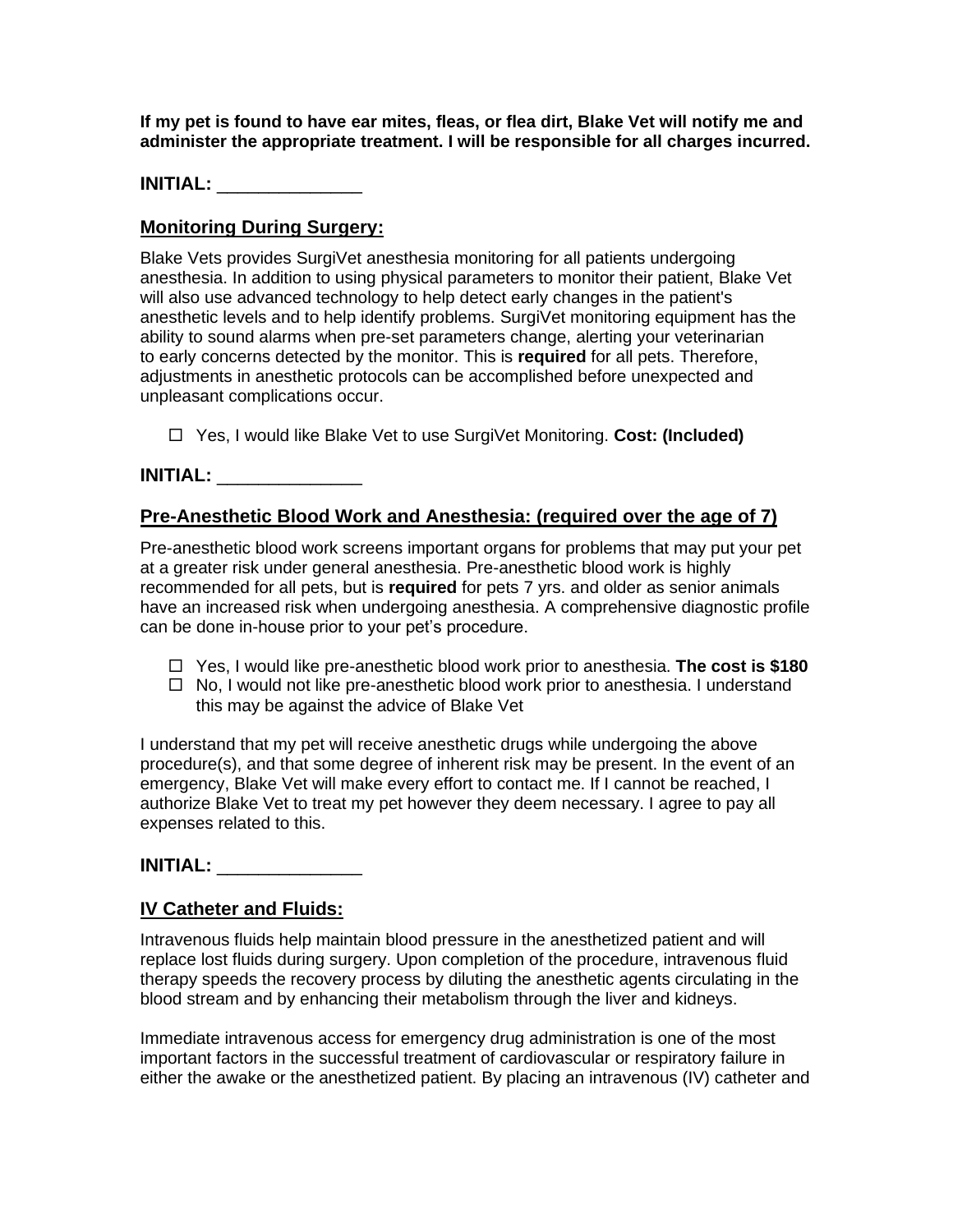**If my pet is found to have ear mites, fleas, or flea dirt, Blake Vet will notify me and administer the appropriate treatment. I will be responsible for all charges incurred.**

**INITIAL:** ______________

## Monitoring During Surgery:

Blake Vets provides SurgiVet anesthesia monitoring for all patients undergoing anesthesia. In addition to using physical parameters to monitor their patient, Blake Vet will also use advanced technology to help detect early changes in the patient's anesthetic levels and to help identify problems. SurgiVet monitoring equipment has the ability to sound alarms when pre-set parameters change, alerting your veterinarian to early concerns detected by the monitor. This is **required** for all pets. Therefore, adjustments in anesthetic protocols can be accomplished before unexpected and unpleasant complications occur.

- ☐ Yes, I would like Blake Vet to use SurgiVet Monitoring. **Cost: (Included)**

**INITIAL:** ______________

## Pre-Anesthetic Blood Work and Anesthesia: (required over the age of 7)

Pre-anesthetic blood work screens important organs for problems that may put your pet at a greater risk under general anesthesia. Pre-anesthetic blood work is highly recommended for all pets, but is **required** for pets 7 yrs. and older as senior animals have an increased risk when undergoing anesthesia. A comprehensive diagnostic profile can be done in-house prior to your pet's procedure.

- ☐ Yes, I would like pre-anesthetic blood work prior to anesthesia. **The cost is $180**
- ☐ No, I would not like pre-anesthetic blood work prior to anesthesia. I understand this may be against the advice of Blake Vet

I understand that my pet will receive anesthetic drugs while undergoing the above procedure(s), and that some degree of inherent risk may be present. In the event of an emergency, Blake Vet will make every effort to contact me. If I cannot be reached, I authorize Blake Vet to treat my pet however they deem necessary. I agree to pay all expenses related to this.

**INITIAL:** ______________

## IV Catheter and Fluids:

Intravenous fluids help maintain blood pressure in the anesthetized patient and will replace lost fluids during surgery. Upon completion of the procedure, intravenous fluid therapy speeds the recovery process by diluting the anesthetic agents circulating in the blood stream and by enhancing their metabolism through the liver and kidneys.

Immediate intravenous access for emergency drug administration is one of the most important factors in the successful treatment of cardiovascular or respiratory failure in either the awake or the anesthetized patient. By placing an intravenous (IV) catheter and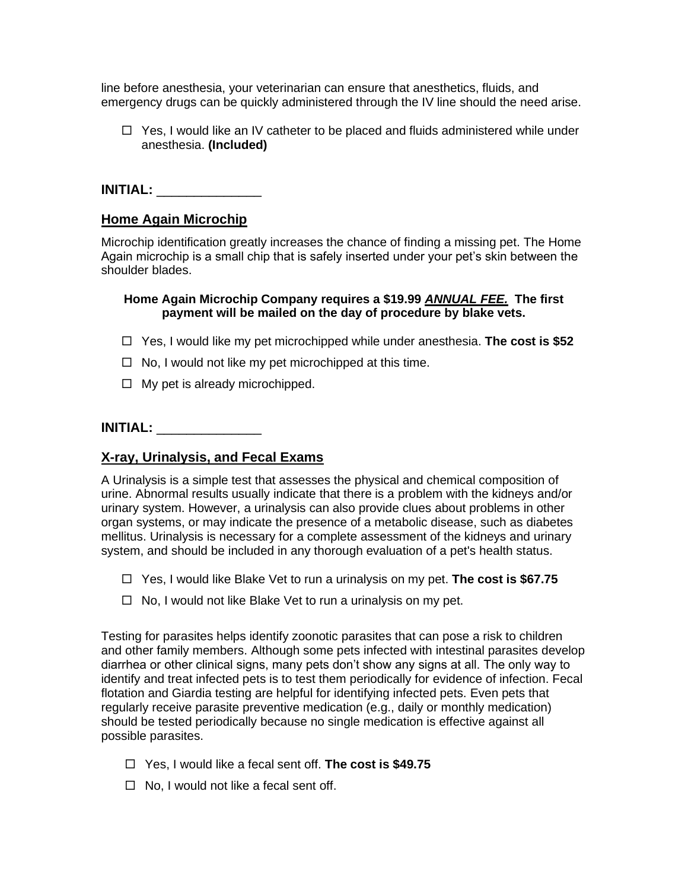line before anesthesia, your veterinarian can ensure that anesthetics, fluids, and emergency drugs can be quickly administered through the IV line should the need arise.

- ☐ Yes, I would like an IV catheter to be placed and fluids administered while under anesthesia. **(Included)**

**INITIAL:** ______________

## Home Again Microchip

Microchip identification greatly increases the chance of finding a missing pet. The Home Again microchip is a small chip that is safely inserted under your pet's skin between the shoulder blades.

**Home Again Microchip Company requires a $19.99 *ANNUAL FEE.* The first payment will be mailed on the day of procedure by blake vets.**

- ☐ Yes, I would like my pet microchipped while under anesthesia. **The cost is $52**
- ☐ No, I would not like my pet microchipped at this time.
- ☐ My pet is already microchipped.

**INITIAL:** ______________

## X-ray, Urinalysis, and Fecal Exams

A Urinalysis is a simple test that assesses the physical and chemical composition of urine. Abnormal results usually indicate that there is a problem with the kidneys and/or urinary system. However, a urinalysis can also provide clues about problems in other organ systems, or may indicate the presence of a metabolic disease, such as diabetes mellitus. Urinalysis is necessary for a complete assessment of the kidneys and urinary system, and should be included in any thorough evaluation of a pet's health status.

- ☐ Yes, I would like Blake Vet to run a urinalysis on my pet. **The cost is $67.75**
- ☐ No, I would not like Blake Vet to run a urinalysis on my pet.

Testing for parasites helps identify zoonotic parasites that can pose a risk to children and other family members. Although some pets infected with intestinal parasites develop diarrhea or other clinical signs, many pets don't show any signs at all. The only way to identify and treat infected pets is to test them periodically for evidence of infection. Fecal flotation and Giardia testing are helpful for identifying infected pets. Even pets that regularly receive parasite preventive medication (e.g., daily or monthly medication) should be tested periodically because no single medication is effective against all possible parasites.

- ☐ Yes, I would like a fecal sent off. **The cost is $49.75**
- ☐ No, I would not like a fecal sent off.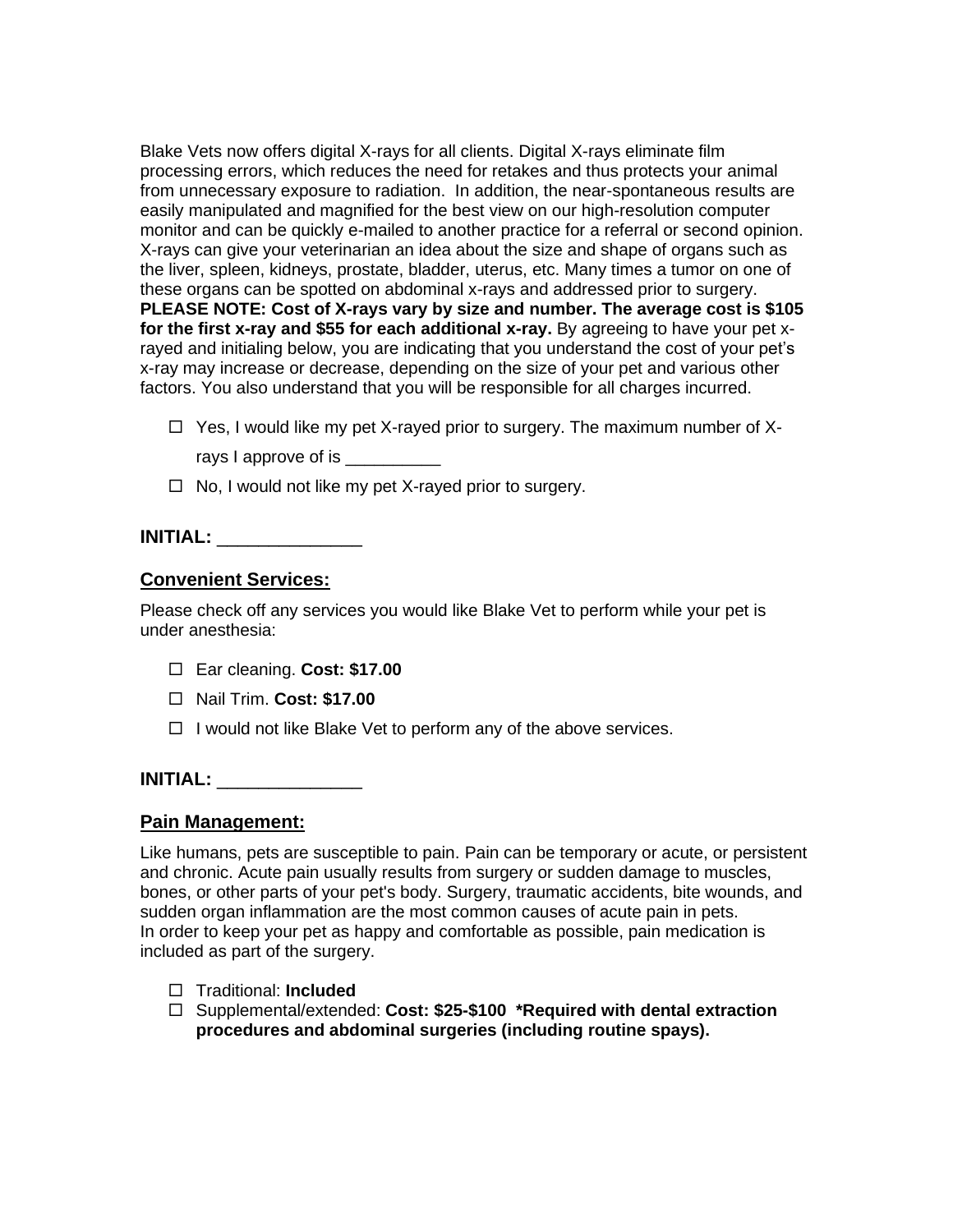Blake Vets now offers digital X-rays for all clients. Digital X-rays eliminate film processing errors, which reduces the need for retakes and thus protects your animal from unnecessary exposure to radiation. In addition, the near-spontaneous results are easily manipulated and magnified for the best view on our high-resolution computer monitor and can be quickly e-mailed to another practice for a referral or second opinion. X-rays can give your veterinarian an idea about the size and shape of organs such as the liver, spleen, kidneys, prostate, bladder, uterus, etc. Many times a tumor on one of these organs can be spotted on abdominal x-rays and addressed prior to surgery. **PLEASE NOTE: Cost of X-rays vary by size and number. The average cost is $105 for the first x-ray and $55 for each additional x-ray.** By agreeing to have your pet x-rayed and initialing below, you are indicating that you understand the cost of your pet's x-ray may increase or decrease, depending on the size of your pet and various other factors. You also understand that you will be responsible for all charges incurred.

- ☐ Yes, I would like my pet X-rayed prior to surgery. The maximum number of X-rays I approve of is __________
- ☐ No, I would not like my pet X-rayed prior to surgery.

**INITIAL:** ______________

## Convenient Services:

Please check off any services you would like Blake Vet to perform while your pet is under anesthesia:

- ☐ Ear cleaning. **Cost: $17.00**
- ☐ Nail Trim. **Cost: $17.00**
- ☐ I would not like Blake Vet to perform any of the above services.

**INITIAL:** ______________

## Pain Management:

Like humans, pets are susceptible to pain. Pain can be temporary or acute, or persistent and chronic. Acute pain usually results from surgery or sudden damage to muscles, bones, or other parts of your pet's body. Surgery, traumatic accidents, bite wounds, and sudden organ inflammation are the most common causes of acute pain in pets. In order to keep your pet as happy and comfortable as possible, pain medication is included as part of the surgery.

- ☐ Traditional: **Included**
- ☐ Supplemental/extended: **Cost: $25-$100 *Required with dental extraction procedures and abdominal surgeries (including routine spays).**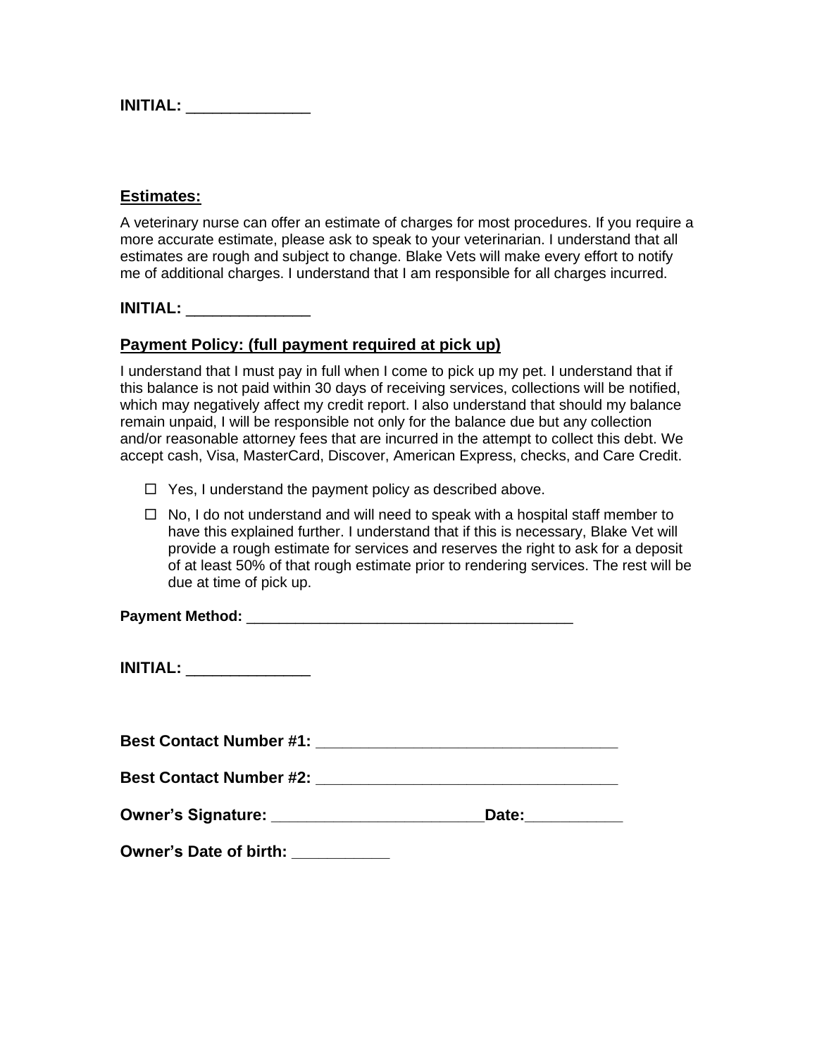**INITIAL:** ______________

## Estimates:

A veterinary nurse can offer an estimate of charges for most procedures. If you require a more accurate estimate, please ask to speak to your veterinarian. I understand that all estimates are rough and subject to change. Blake Vets will make every effort to notify me of additional charges. I understand that I am responsible for all charges incurred.

**INITIAL:** ______________

## Payment Policy: (full payment required at pick up)

I understand that I must pay in full when I come to pick up my pet. I understand that if this balance is not paid within 30 days of receiving services, collections will be notified, which may negatively affect my credit report. I also understand that should my balance remain unpaid, I will be responsible not only for the balance due but any collection and/or reasonable attorney fees that are incurred in the attempt to collect this debt. We accept cash, Visa, MasterCard, Discover, American Express, checks, and Care Credit.

- ☐ Yes, I understand the payment policy as described above.
- ☐ No, I do not understand and will need to speak with a hospital staff member to have this explained further. I understand that if this is necessary, Blake Vet will provide a rough estimate for services and reserves the right to ask for a deposit of at least 50% of that rough estimate prior to rendering services. The rest will be due at time of pick up.

**Payment Method:** ________________________________________

**INITIAL:** ______________

**Best Contact Number #1:** __________________________________

**Best Contact Number #2:** __________________________________

**Owner's Signature:** ________________________ **Date:** ___________

**Owner's Date of birth:** ___________